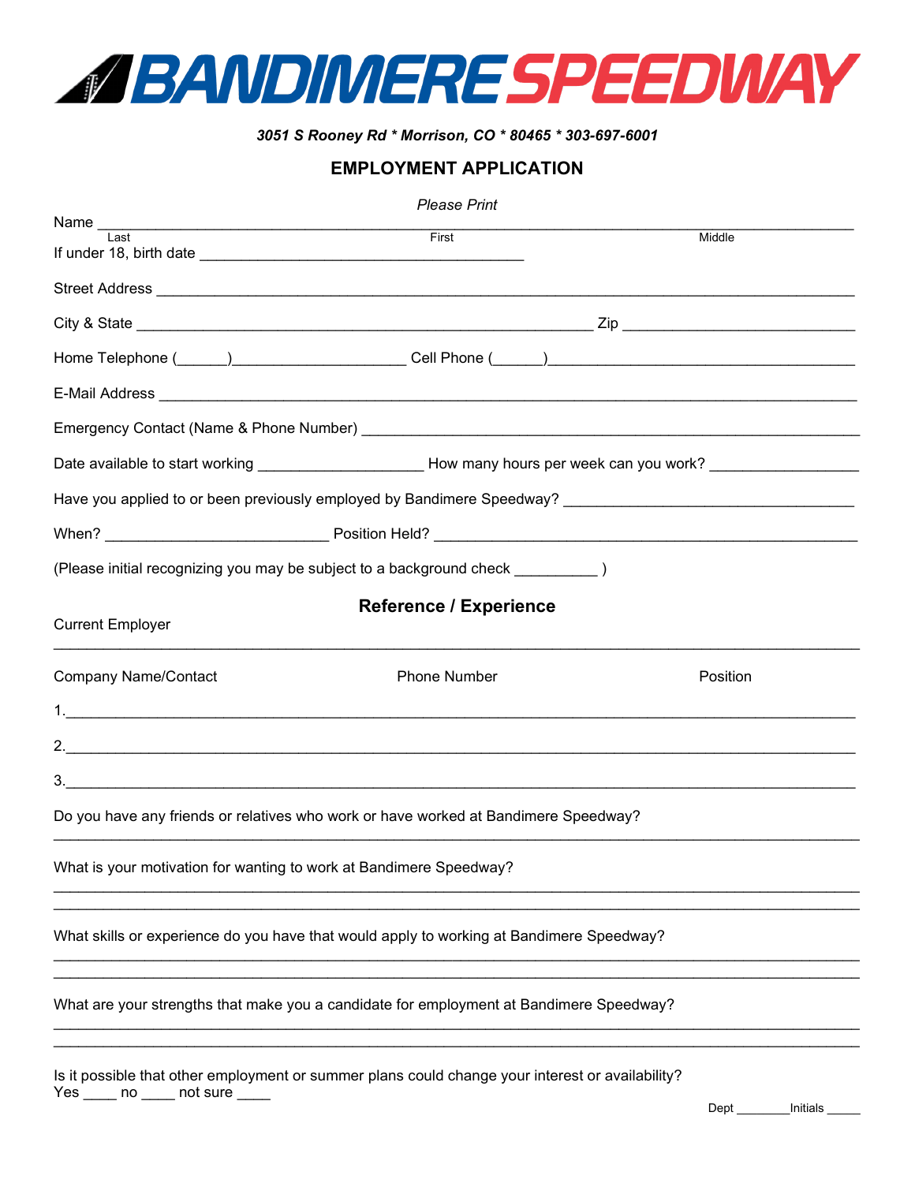# BANDIMERE SPEEDWAY

***3051 S Rooney Rd * Morrison, CO * 80465 * 303-697-6001***

## EMPLOYMENT APPLICATION

*Please Print*

Name ______________________________________________________________________________
Last                                                  First                                                  Middle

If under 18, birth date ____________________________________

Street Address ______________________________________________________________________

City & State __________________________________________________ Zip __________________________

Home Telephone (______)____________________ Cell Phone (______)____________________________________

E-Mail Address ______________________________________________________________________

Emergency Contact (Name & Phone Number) ____________________________________________________

Date available to start working ___________________ How many hours per week can you work? _________________

Have you applied to or been previously employed by Bandimere Speedway? _________________________________

When? __________________________ Position Held? ________________________________________________

(Please initial recognizing you may be subject to a background check __________ )

## Reference / Experience

Current Employer

______________________________________________________________________________

Company Name/Contact          Phone Number          Position

1.____________________________________________________________________________

2.____________________________________________________________________________

3.____________________________________________________________________________

Do you have any friends or relatives who work or have worked at Bandimere Speedway?

______________________________________________________________________________

What is your motivation for wanting to work at Bandimere Speedway?

______________________________________________________________________________

______________________________________________________________________________

What skills or experience do you have that would apply to working at Bandimere Speedway?

______________________________________________________________________________

______________________________________________________________________________

What are your strengths that make you a candidate for employment at Bandimere Speedway?

______________________________________________________________________________

______________________________________________________________________________

Is it possible that other employment or summer plans could change your interest or availability?
Yes ____ no ____ not sure ____

Dept ________Initials _____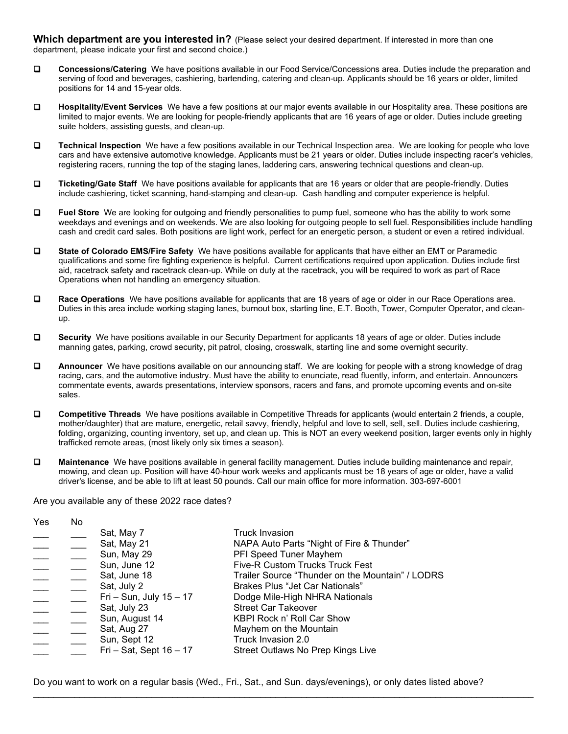**Which department are you interested in?** (Please select your desired department. If interested in more than one department, please indicate your first and second choice.)

- ❑ **Concessions/Catering** We have positions available in our Food Service/Concessions area. Duties include the preparation and serving of food and beverages, cashiering, bartending, catering and clean-up. Applicants should be 16 years or older, limited positions for 14 and 15-year olds.
- ❑ **Hospitality/Event Services** We have a few positions at our major events available in our Hospitality area. These positions are limited to major events. We are looking for people-friendly applicants that are 16 years of age or older. Duties include greeting suite holders, assisting guests, and clean-up.
- ❑ **Technical Inspection** We have a few positions available in our Technical Inspection area. We are looking for people who love cars and have extensive automotive knowledge. Applicants must be 21 years or older. Duties include inspecting racer's vehicles, registering racers, running the top of the staging lanes, laddering cars, answering technical questions and clean-up.
- ❑ **Ticketing/Gate Staff** We have positions available for applicants that are 16 years or older that are people-friendly. Duties include cashiering, ticket scanning, hand-stamping and clean-up. Cash handling and computer experience is helpful.
- ❑ **Fuel Store** We are looking for outgoing and friendly personalities to pump fuel, someone who has the ability to work some weekdays and evenings and on weekends. We are also looking for outgoing people to sell fuel. Responsibilities include handling cash and credit card sales. Both positions are light work, perfect for an energetic person, a student or even a retired individual.
- ❑ **State of Colorado EMS/Fire Safety** We have positions available for applicants that have either an EMT or Paramedic qualifications and some fire fighting experience is helpful. Current certifications required upon application. Duties include first aid, racetrack safety and racetrack clean-up. While on duty at the racetrack, you will be required to work as part of Race Operations when not handling an emergency situation.
- ❑ **Race Operations** We have positions available for applicants that are 18 years of age or older in our Race Operations area. Duties in this area include working staging lanes, burnout box, starting line, E.T. Booth, Tower, Computer Operator, and clean-up.
- ❑ **Security** We have positions available in our Security Department for applicants 18 years of age or older. Duties include manning gates, parking, crowd security, pit patrol, closing, crosswalk, starting line and some overnight security.
- ❑ **Announcer** We have positions available on our announcing staff. We are looking for people with a strong knowledge of drag racing, cars, and the automotive industry. Must have the ability to enunciate, read fluently, inform, and entertain. Announcers commentate events, awards presentations, interview sponsors, racers and fans, and promote upcoming events and on-site sales.
- ❑ **Competitive Threads** We have positions available in Competitive Threads for applicants (would entertain 2 friends, a couple, mother/daughter) that are mature, energetic, retail savvy, friendly, helpful and love to sell, sell, sell. Duties include cashiering, folding, organizing, counting inventory, set up, and clean up. This is NOT an every weekend position, larger events only in highly trafficked remote areas, (most likely only six times a season).
- ❑ **Maintenance** We have positions available in general facility management. Duties include building maintenance and repair, mowing, and clean up. Position will have 40-hour work weeks and applicants must be 18 years of age or older, have a valid driver's license, and be able to lift at least 50 pounds. Call our main office for more information. 303-697-6001

Are you available any of these 2022 race dates?

| Yes | No | Date | Event |
|---|---|---|---|
| ___ | ___ | Sat, May 7 | Truck Invasion |
| ___ | ___ | Sat, May 21 | NAPA Auto Parts "Night of Fire & Thunder" |
| ___ | ___ | Sun, May 29 | PFI Speed Tuner Mayhem |
| ___ | ___ | Sun, June 12 | Five-R Custom Trucks Truck Fest |
| ___ | ___ | Sat, June 18 | Trailer Source "Thunder on the Mountain" / LODRS |
| ___ | ___ | Sat, July 2 | Brakes Plus "Jet Car Nationals" |
| ___ | ___ | Fri – Sun, July 15 – 17 | Dodge Mile-High NHRA Nationals |
| ___ | ___ | Sat, July 23 | Street Car Takeover |
| ___ | ___ | Sun, August 14 | KBPI Rock n' Roll Car Show |
| ___ | ___ | Sat, Aug 27 | Mayhem on the Mountain |
| ___ | ___ | Sun, Sept 12 | Truck Invasion 2.0 |
| ___ | ___ | Fri – Sat, Sept 16 – 17 | Street Outlaws No Prep Kings Live |

Do you want to work on a regular basis (Wed., Fri., Sat., and Sun. days/evenings), or only dates listed above?

______________________________________________________________________________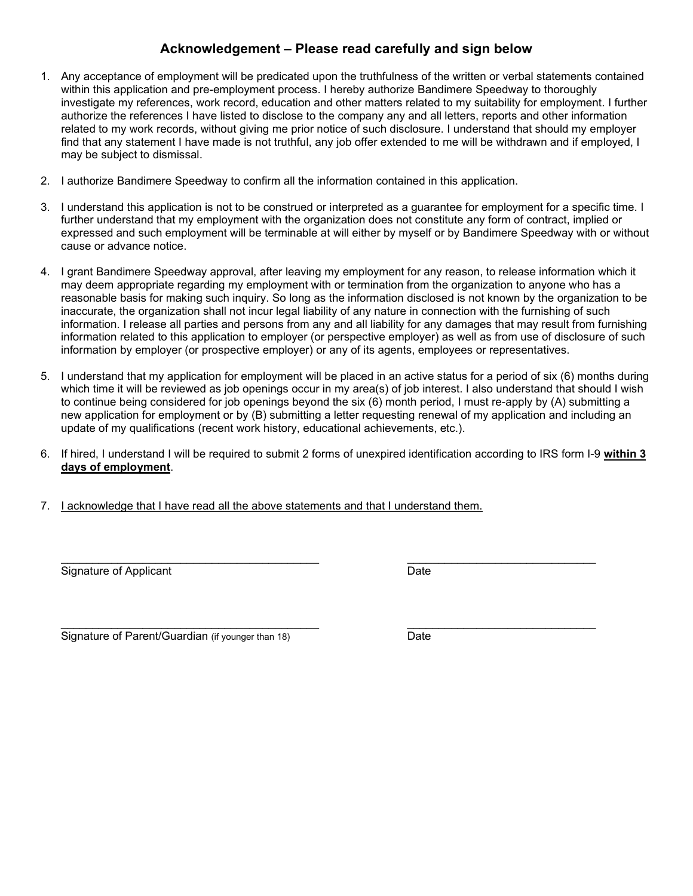## Acknowledgement – Please read carefully and sign below

1. Any acceptance of employment will be predicated upon the truthfulness of the written or verbal statements contained within this application and pre-employment process. I hereby authorize Bandimere Speedway to thoroughly investigate my references, work record, education and other matters related to my suitability for employment. I further authorize the references I have listed to disclose to the company any and all letters, reports and other information related to my work records, without giving me prior notice of such disclosure. I understand that should my employer find that any statement I have made is not truthful, any job offer extended to me will be withdrawn and if employed, I may be subject to dismissal.

2. I authorize Bandimere Speedway to confirm all the information contained in this application.

3. I understand this application is not to be construed or interpreted as a guarantee for employment for a specific time. I further understand that my employment with the organization does not constitute any form of contract, implied or expressed and such employment will be terminable at will either by myself or by Bandimere Speedway with or without cause or advance notice.

4. I grant Bandimere Speedway approval, after leaving my employment for any reason, to release information which it may deem appropriate regarding my employment with or termination from the organization to anyone who has a reasonable basis for making such inquiry. So long as the information disclosed is not known by the organization to be inaccurate, the organization shall not incur legal liability of any nature in connection with the furnishing of such information. I release all parties and persons from any and all liability for any damages that may result from furnishing information related to this application to employer (or perspective employer) as well as from use of disclosure of such information by employer (or prospective employer) or any of its agents, employees or representatives.

5. I understand that my application for employment will be placed in an active status for a period of six (6) months during which time it will be reviewed as job openings occur in my area(s) of job interest. I also understand that should I wish to continue being considered for job openings beyond the six (6) month period, I must re-apply by (A) submitting a new application for employment or by (B) submitting a letter requesting renewal of my application and including an update of my qualifications (recent work history, educational achievements, etc.).

6. If hired, I understand I will be required to submit 2 forms of unexpired identification according to IRS form I-9 **within 3 days of employment**.

7. I acknowledge that I have read all the above statements and that I understand them.

\_\_\_\_\_\_\_\_\_\_\_\_\_\_\_\_\_\_\_\_\_\_\_\_\_\_\_\_\_\_\_\_\_\_\_\_\_\_\_\_\_\_ \_\_\_\_\_\_\_\_\_\_\_\_\_\_\_\_\_\_\_\_\_\_\_\_\_\_\_\_\_\_\_

Signature of Applicant Date

\_\_\_\_\_\_\_\_\_\_\_\_\_\_\_\_\_\_\_\_\_\_\_\_\_\_\_\_\_\_\_\_\_\_\_\_\_\_\_\_\_\_ \_\_\_\_\_\_\_\_\_\_\_\_\_\_\_\_\_\_\_\_\_\_\_\_\_\_\_\_\_\_\_

Signature of Parent/Guardian (if younger than 18) Date